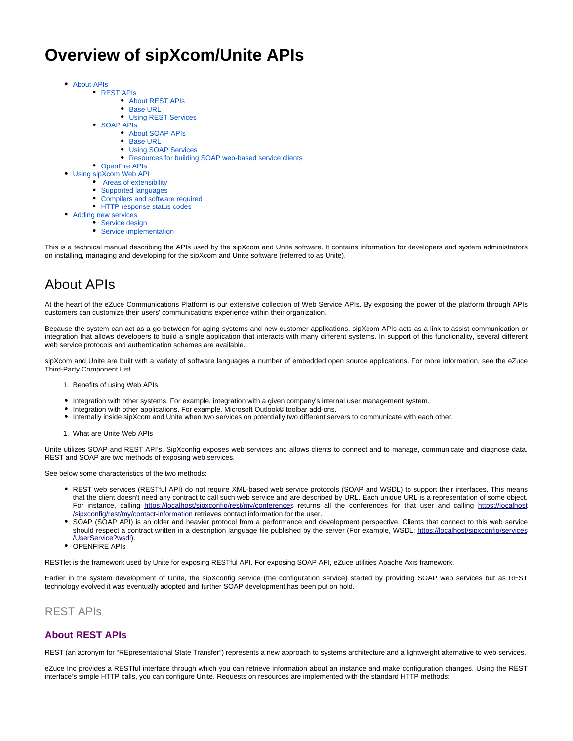# Overview of sipXcom/Unite APIs

- About APIs
  - REST APIs
    - About REST APIs
    - Base URL
    - Using REST Services
  - SOAP APIs
    - About SOAP APIs
    - Base URL
    - Using SOAP Services
    - Resources for building SOAP web-based service clients
  - OpenFire APIs
- Using sipXcom Web API
  - Areas of extensibility
  - Supported languages
  - Compilers and software required
  - HTTP response status codes
- Adding new services
  - Service design
  - Service implementation

This is a technical manual describing the APIs used by the sipXcom and Unite software. It contains information for developers and system administrators on installing, managing and developing for the sipXcom and Unite software (referred to as Unite).

## About APIs

At the heart of the eZuce Communications Platform is our extensive collection of Web Service APIs. By exposing the power of the platform through APIs customers can customize their users' communications experience within their organization.

Because the system can act as a go-between for aging systems and new customer applications, sipXcom APIs acts as a link to assist communication or integration that allows developers to build a single application that interacts with many different systems. In support of this functionality, several different web service protocols and authentication schemes are available.

sipXcom and Unite are built with a variety of software languages a number of embedded open source applications. For more information, see the eZuce Third-Party Component List.

1. Benefits of using Web APIs

- Integration with other systems. For example, integration with a given company's internal user management system.
- Integration with other applications. For example, Microsoft Outlook© toolbar add-ons.
- Internally inside sipXcom and Unite when two services on potentially two different servers to communicate with each other.

1. What are Unite Web APIs

Unite utilizes SOAP and REST API's. SipXconfig exposes web services and allows clients to connect and to manage, communicate and diagnose data. REST and SOAP are two methods of exposing web services.

See below some characteristics of the two methods:

- REST web services (RESTful API) do not require XML-based web service protocols (SOAP and WSDL) to support their interfaces. This means that the client doesn't need any contract to call such web service and are described by URL. Each unique URL is a representation of some object. For instance, calling https://localhost/sipxconfig/rest/my/conferences returns all the conferences for that user and calling https://localhost/sipxconfig/rest/my/contact-information retrieves contact information for the user.
- SOAP (SOAP API) is an older and heavier protocol from a performance and development perspective. Clients that connect to this web service should respect a contract written in a description language file published by the server (For example, WSDL: https://localhost/sipxconfig/services/UserService?wsdl).
- OPENFIRE APIs

RESTlet is the framework used by Unite for exposing RESTful API. For exposing SOAP API, eZuce utilities Apache Axis framework.

Earlier in the system development of Unite, the sipXconfig service (the configuration service) started by providing SOAP web services but as REST technology evolved it was eventually adopted and further SOAP development has been put on hold.

### REST APIs

#### About REST APIs

REST (an acronym for "REpresentational State Transfer") represents a new approach to systems architecture and a lightweight alternative to web services.

eZuce Inc provides a RESTful interface through which you can retrieve information about an instance and make configuration changes. Using the REST interface's simple HTTP calls, you can configure Unite. Requests on resources are implemented with the standard HTTP methods: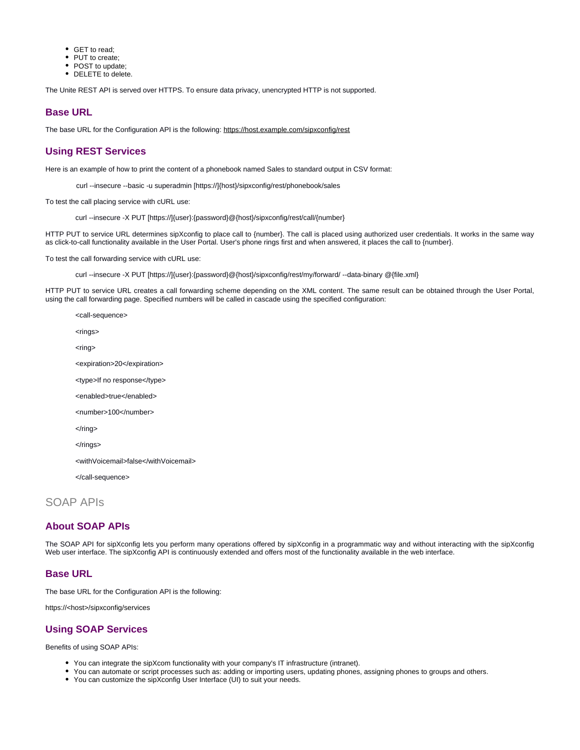- GET to read;
- PUT to create;
- POST to update;
- DELETE to delete.

The Unite REST API is served over HTTPS. To ensure data privacy, unencrypted HTTP is not supported.

### Base URL

The base URL for the Configuration API is the following: https://host.example.com/sipxconfig/rest

### Using REST Services

Here is an example of how to print the content of a phonebook named Sales to standard output in CSV format:

```
curl --insecure --basic -u superadmin [https://]{host}/sipxconfig/rest/phonebook/sales
```

To test the call placing service with cURL use:

```
curl --insecure -X PUT [https://]{user}:{password}@{host}/sipxconfig/rest/call/{number}
```

HTTP PUT to service URL determines sipXconfig to place call to {number}. The call is placed using authorized user credentials. It works in the same way as click-to-call functionality available in the User Portal. User's phone rings first and when answered, it places the call to {number}.

To test the call forwarding service with cURL use:

```
curl --insecure -X PUT [https://]{user}:{password}@{host}/sipxconfig/rest/my/forward/ --data-binary @{file.xml}
```

HTTP PUT to service URL creates a call forwarding scheme depending on the XML content. The same result can be obtained through the User Portal, using the call forwarding page. Specified numbers will be called in cascade using the specified configuration:

```
<call-sequence>
<rings>
<ring>
<expiration>20</expiration>
<type>If no response</type>
<enabled>true</enabled>
<number>100</number>
</ring>
</rings>
<withVoicemail>false</withVoicemail>
</call-sequence>
```

## SOAP APIs

### About SOAP APIs

The SOAP API for sipXconfig lets you perform many operations offered by sipXconfig in a programmatic way and without interacting with the sipXconfig Web user interface. The sipXconfig API is continuously extended and offers most of the functionality available in the web interface.

### Base URL

The base URL for the Configuration API is the following:

https://<host>/sipxconfig/services

### Using SOAP Services

Benefits of using SOAP APIs:

- You can integrate the sipXcom functionality with your company's IT infrastructure (intranet).
- You can automate or script processes such as: adding or importing users, updating phones, assigning phones to groups and others.
- You can customize the sipXconfig User Interface (UI) to suit your needs.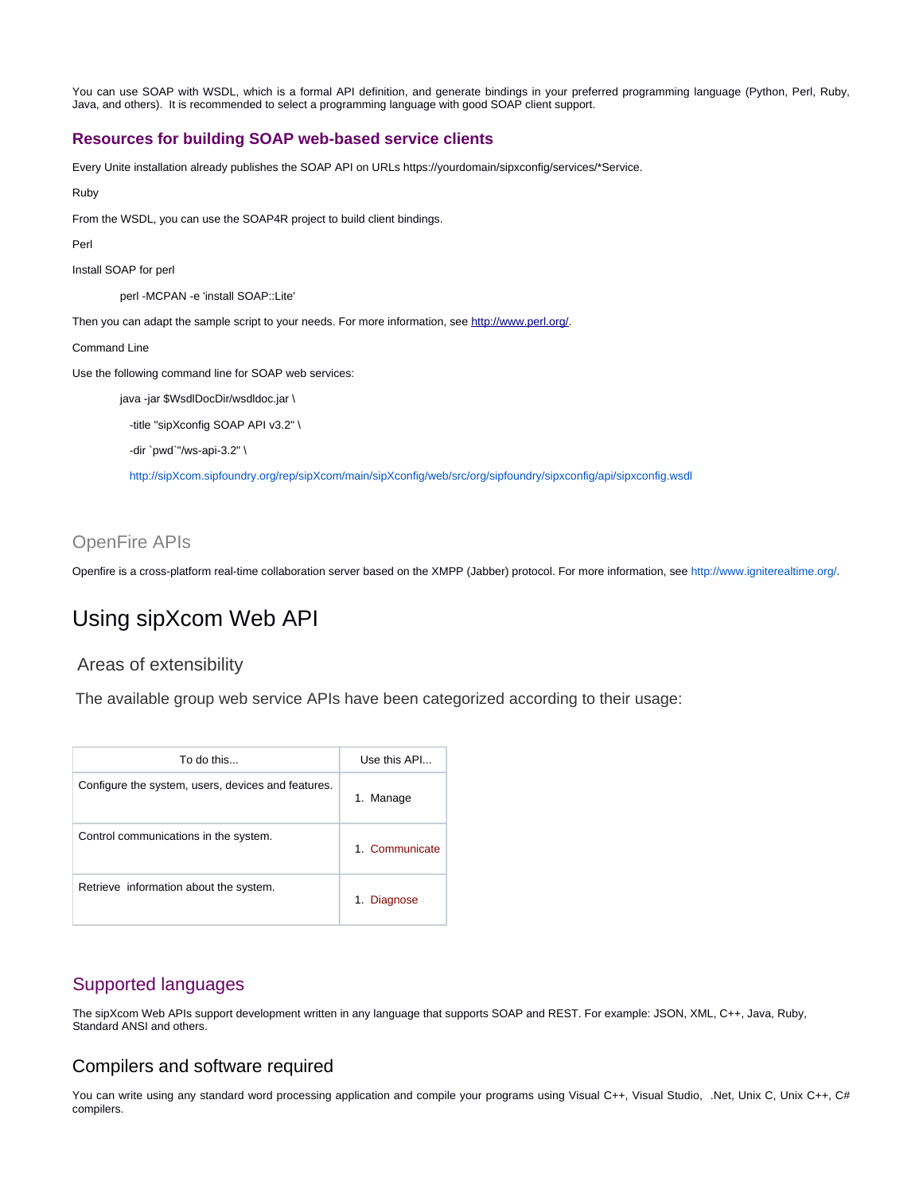You can use SOAP with WSDL, which is a formal API definition, and generate bindings in your preferred programming language (Python, Perl, Ruby, Java, and others). It is recommended to select a programming language with good SOAP client support.

### Resources for building SOAP web-based service clients

Every Unite installation already publishes the SOAP API on URLs https://yourdomain/sipxconfig/services/*Service.

Ruby

From the WSDL, you can use the SOAP4R project to build client bindings.

Perl

Install SOAP for perl

```
perl -MCPAN -e 'install SOAP::Lite'
```

Then you can adapt the sample script to your needs. For more information, see http://www.perl.org/.

Command Line

Use the following command line for SOAP web services:

```
java -jar $WsdlDocDir/wsdldoc.jar \
  -title "sipXconfig SOAP API v3.2" \
  -dir `pwd`"/ws-api-3.2" \
  http://sipXcom.sipfoundry.org/rep/sipXcom/main/sipXconfig/web/src/org/sipfoundry/sipxconfig/api/sipxconfig.wsdl
```

## OpenFire APIs

Openfire is a cross-platform real-time collaboration server based on the XMPP (Jabber) protocol. For more information, see http://www.igniterealtime.org/.

# Using sipXcom Web API

## Areas of extensibility

The available group web service APIs have been categorized according to their usage:

| To do this... | Use this API... |
|---|---|
| Configure the system, users, devices and features. | 1. Manage |
| Control communications in the system. | 1. Communicate |
| Retrieve information about the system. | 1. Diagnose |

## Supported languages

The sipXcom Web APIs support development written in any language that supports SOAP and REST. For example: JSON, XML, C++, Java, Ruby, Standard ANSI and others.

## Compilers and software required

You can write using any standard word processing application and compile your programs using Visual C++, Visual Studio, .Net, Unix C, Unix C++, C# compilers.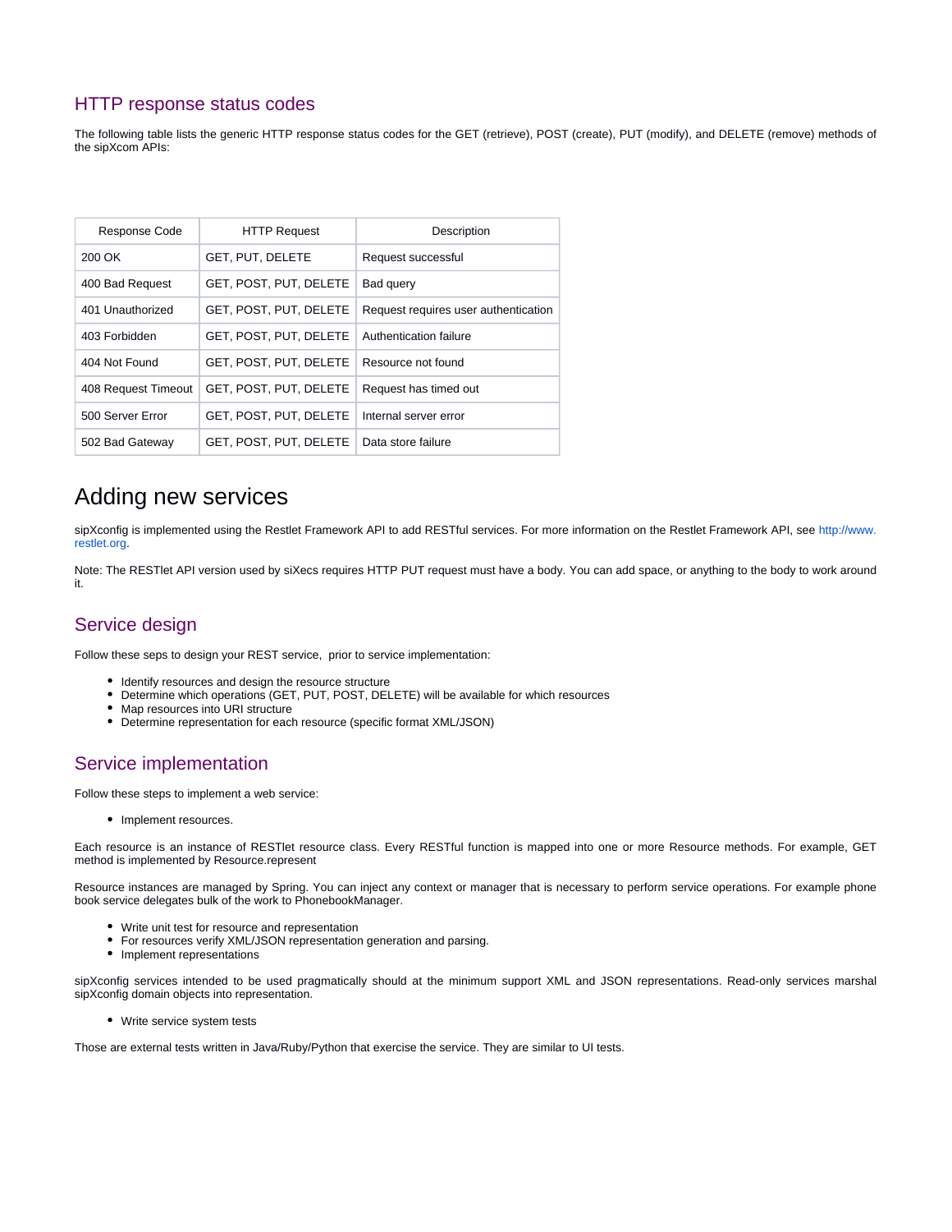## HTTP response status codes

The following table lists the generic HTTP response status codes for the GET (retrieve), POST (create), PUT (modify), and DELETE (remove) methods of the sipXcom APIs:

| Response Code | HTTP Request | Description |
|---|---|---|
| 200 OK | GET, PUT, DELETE | Request successful |
| 400 Bad Request | GET, POST, PUT, DELETE | Bad query |
| 401 Unauthorized | GET, POST, PUT, DELETE | Request requires user authentication |
| 403 Forbidden | GET, POST, PUT, DELETE | Authentication failure |
| 404 Not Found | GET, POST, PUT, DELETE | Resource not found |
| 408 Request Timeout | GET, POST, PUT, DELETE | Request has timed out |
| 500 Server Error | GET, POST, PUT, DELETE | Internal server error |
| 502 Bad Gateway | GET, POST, PUT, DELETE | Data store failure |

# Adding new services

sipXconfig is implemented using the Restlet Framework API to add RESTful services. For more information on the Restlet Framework API, see http://www.restlet.org.

Note: The RESTlet API version used by siXecs requires HTTP PUT request must have a body. You can add space, or anything to the body to work around it.

## Service design

Follow these seps to design your REST service,  prior to service implementation:

- Identify resources and design the resource structure
- Determine which operations (GET, PUT, POST, DELETE) will be available for which resources
- Map resources into URI structure
- Determine representation for each resource (specific format XML/JSON)

## Service implementation

Follow these steps to implement a web service:

- Implement resources.

Each resource is an instance of RESTlet resource class. Every RESTful function is mapped into one or more Resource methods. For example, GET method is implemented by Resource.represent

Resource instances are managed by Spring. You can inject any context or manager that is necessary to perform service operations. For example phone book service delegates bulk of the work to PhonebookManager.

- Write unit test for resource and representation
- For resources verify XML/JSON representation generation and parsing.
- Implement representations

sipXconfig services intended to be used pragmatically should at the minimum support XML and JSON representations. Read-only services marshal sipXconfig domain objects into representation.

- Write service system tests

Those are external tests written in Java/Ruby/Python that exercise the service. They are similar to UI tests.